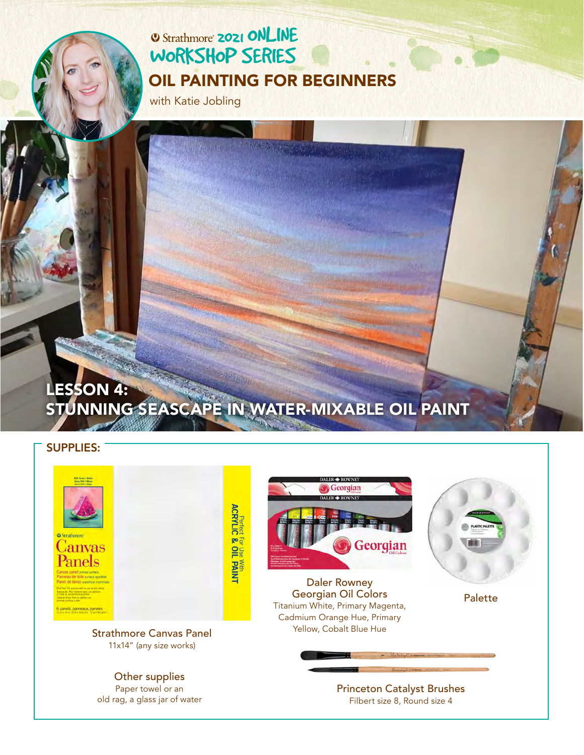Strathmore 2021 ONLINE WORKSHOP SERIES

# OIL PAINTING FOR BEGINNERS

with Katie Jobling

## LESSON 4: STUNNING SEASCAPE IN WATER-MIXABLE OIL PAINT

### SUPPLIES:

**Strathmore Canvas Panel**
11x14" (any size works)

**Other supplies**
Paper towel or an old rag, a glass jar of water

**Daler Rowney Georgian Oil Colors**
Titanium White, Primary Magenta, Cadmium Orange Hue, Primary Yellow, Cobalt Blue Hue

**Palette**

**Princeton Catalyst Brushes**
Filbert size 8, Round size 4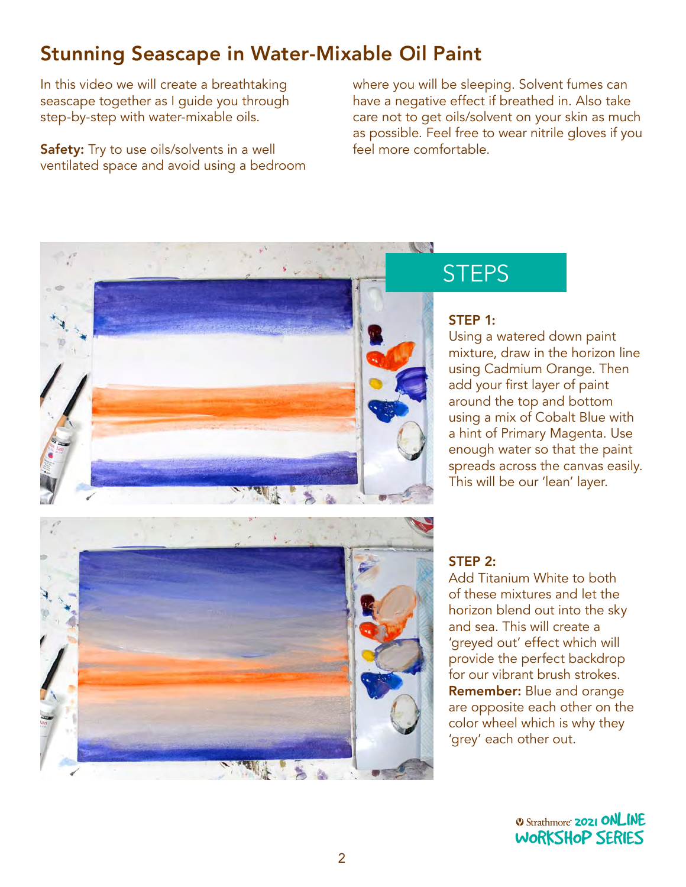## Stunning Seascape in Water-Mixable Oil Paint

In this video we will create a breathtaking seascape together as I guide you through step-by-step with water-mixable oils.

**Safety:** Try to use oils/solvents in a well ventilated space and avoid using a bedroom where you will be sleeping. Solvent fumes can have a negative effect if breathed in. Also take care not to get oils/solvent on your skin as much as possible. Feel free to wear nitrile gloves if you feel more comfortable.

## STEPS

**STEP 1:**
Using a watered down paint mixture, draw in the horizon line using Cadmium Orange. Then add your first layer of paint around the top and bottom using a mix of Cobalt Blue with a hint of Primary Magenta. Use enough water so that the paint spreads across the canvas easily. This will be our 'lean' layer.

**STEP 2:**
Add Titanium White to both of these mixtures and let the horizon blend out into the sky and sea. This will create a 'greyed out' effect which will provide the perfect backdrop for our vibrant brush strokes. **Remember:** Blue and orange are opposite each other on the color wheel which is why they 'grey' each other out.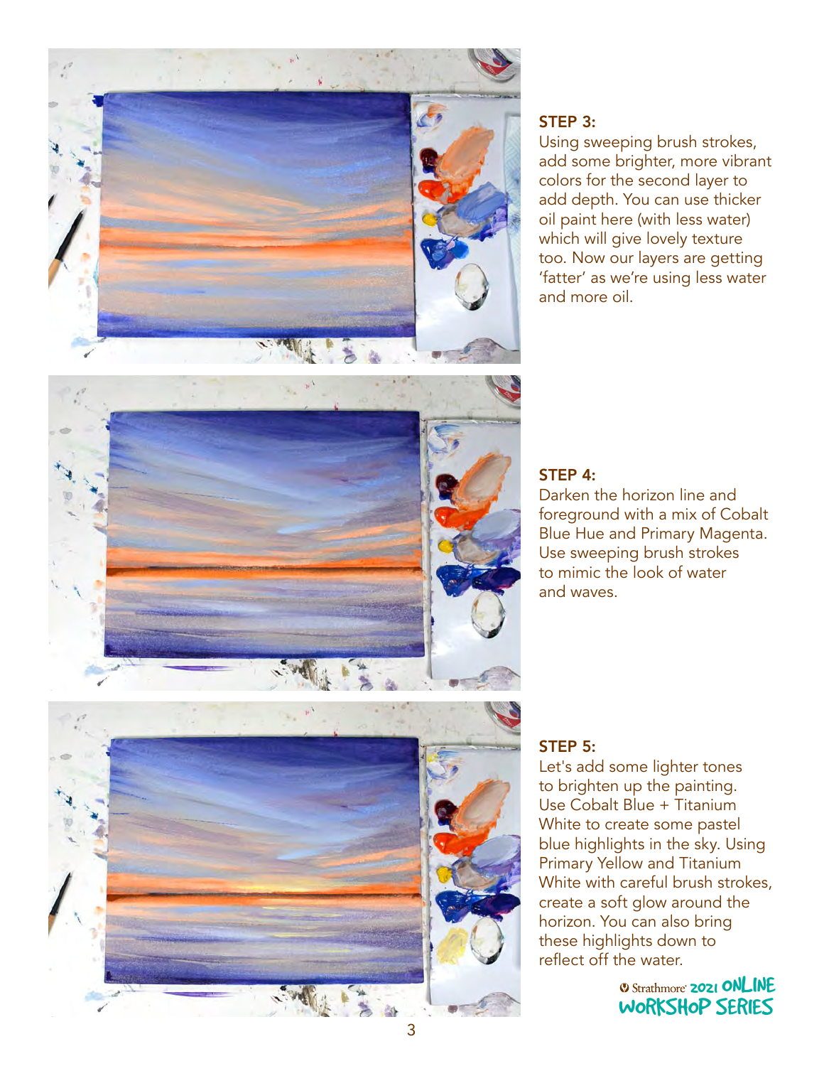### STEP 3:

Using sweeping brush strokes, add some brighter, more vibrant colors for the second layer to add depth. You can use thicker oil paint here (with less water) which will give lovely texture too. Now our layers are getting 'fatter' as we're using less water and more oil.

### STEP 4:

Darken the horizon line and foreground with a mix of Cobalt Blue Hue and Primary Magenta. Use sweeping brush strokes to mimic the look of water and waves.

### STEP 5:

Let's add some lighter tones to brighten up the painting. Use Cobalt Blue + Titanium White to create some pastel blue highlights in the sky. Using Primary Yellow and Titanium White with careful brush strokes, create a soft glow around the horizon. You can also bring these highlights down to reflect off the water.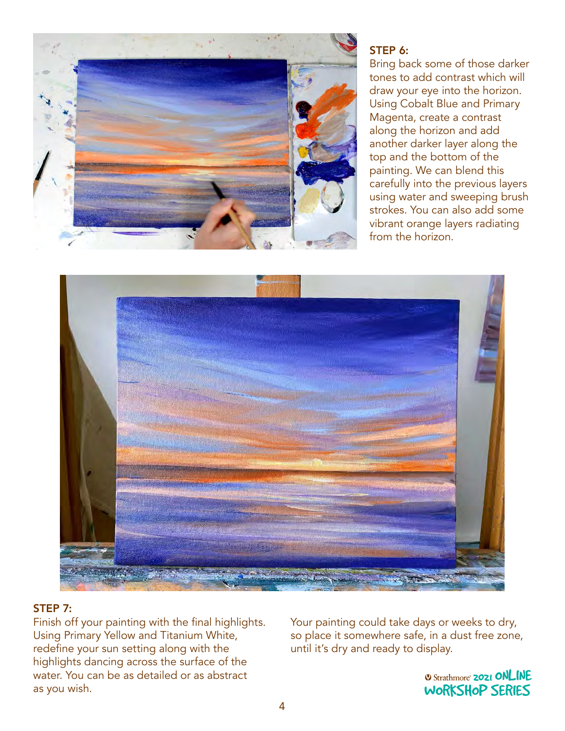### STEP 6:

Bring back some of those darker tones to add contrast which will draw your eye into the horizon. Using Cobalt Blue and Primary Magenta, create a contrast along the horizon and add another darker layer along the top and the bottom of the painting. We can blend this carefully into the previous layers using water and sweeping brush strokes. You can also add some vibrant orange layers radiating from the horizon.

### STEP 7:

Finish off your painting with the final highlights. Using Primary Yellow and Titanium White, redefine your sun setting along with the highlights dancing across the surface of the water. You can be as detailed or as abstract as you wish.

Your painting could take days or weeks to dry, so place it somewhere safe, in a dust free zone, until it's dry and ready to display.